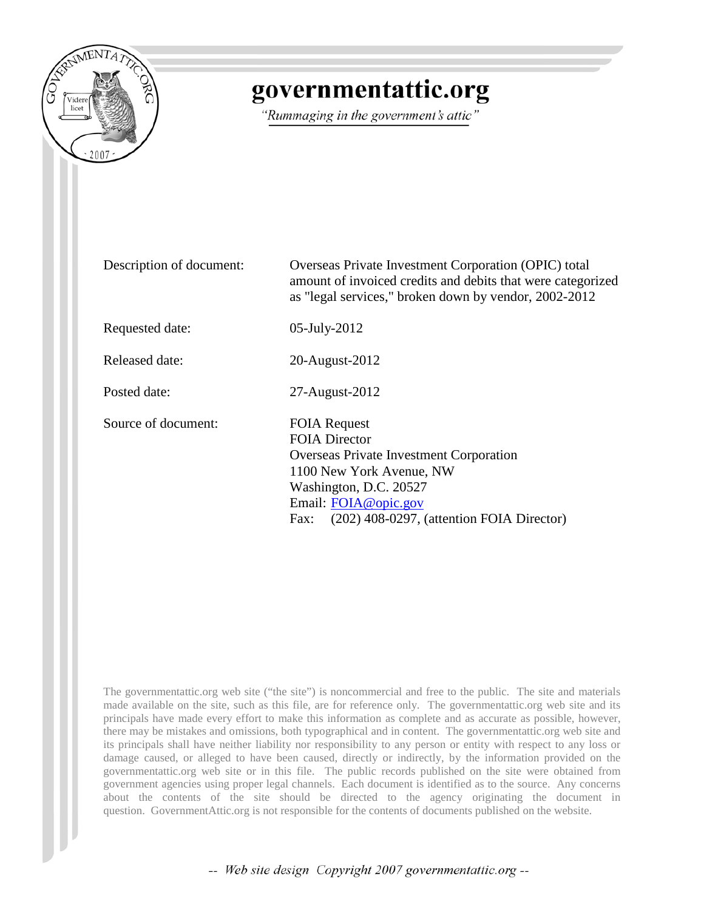# governmentattic.org

*"Rummaging in the government's attic"*

| | |
|---|---|
| Description of document: | Overseas Private Investment Corporation (OPIC) total amount of invoiced credits and debits that were categorized as "legal services," broken down by vendor, 2002-2012 |
| Requested date: | 05-July-2012 |
| Released date: | 20-August-2012 |
| Posted date: | 27-August-2012 |
| Source of document: | FOIA Request<br>FOIA Director<br>Overseas Private Investment Corporation<br>1100 New York Avenue, NW<br>Washington, D.C. 20527<br>Email: FOIA@opic.gov<br>Fax: (202) 408-0297, (attention FOIA Director) |

The governmentattic.org web site ("the site") is noncommercial and free to the public. The site and materials made available on the site, such as this file, are for reference only. The governmentattic.org web site and its principals have made every effort to make this information as complete and as accurate as possible, however, there may be mistakes and omissions, both typographical and in content. The governmentattic.org web site and its principals shall have neither liability nor responsibility to any person or entity with respect to any loss or damage caused, or alleged to have been caused, directly or indirectly, by the information provided on the governmentattic.org web site or in this file. The public records published on the site were obtained from government agencies using proper legal channels. Each document is identified as to the source. Any concerns about the contents of the site should be directed to the agency originating the document in question. GovernmentAttic.org is not responsible for the contents of documents published on the website.

-- Web site design Copyright 2007 governmentattic.org --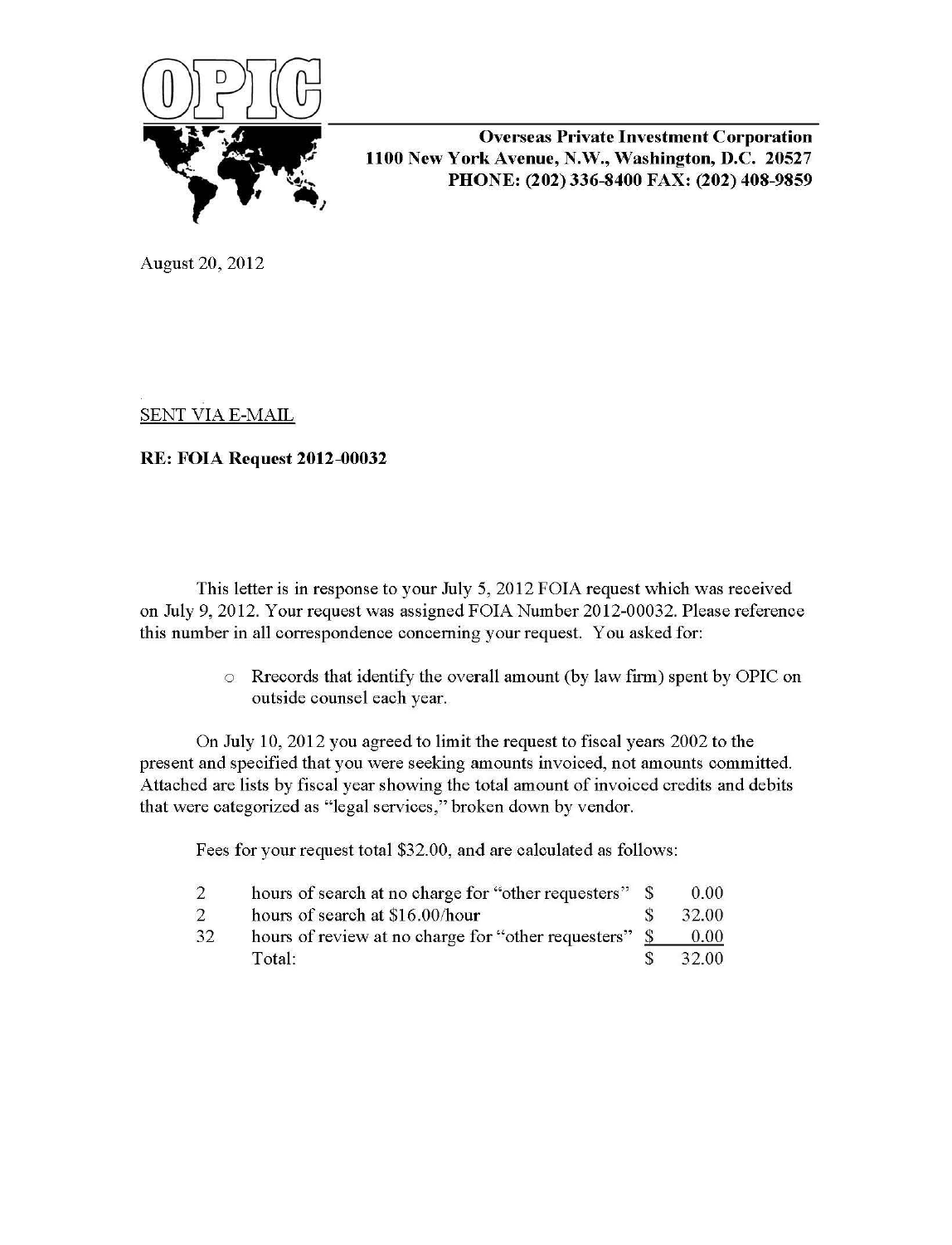**OPIC**

**Overseas Private Investment Corporation**
**1100 New York Avenue, N.W., Washington, D.C. 20527**
**PHONE: (202) 336-8400 FAX: (202) 408-9859**

August 20, 2012

SENT VIA E-MAIL

**RE: FOIA Request 2012-00032**

This letter is in response to your July 5, 2012 FOIA request which was received on July 9, 2012. Your request was assigned FOIA Number 2012-00032. Please reference this number in all correspondence concerning your request. You asked for:

- Rrecords that identify the overall amount (by law firm) spent by OPIC on outside counsel each year.

On July 10, 2012 you agreed to limit the request to fiscal years 2002 to the present and specified that you were seeking amounts invoiced, not amounts committed. Attached are lists by fiscal year showing the total amount of invoiced credits and debits that were categorized as "legal services," broken down by vendor.

Fees for your request total $32.00, and are calculated as follows:

| | | | |
|---|---|---|---|
| 2 | hours of search at no charge for "other requesters" | $ | 0.00 |
| 2 | hours of search at $16.00/hour | $ | 32.00 |
| 32 | hours of review at no charge for "other requesters" | $ | 0.00 |
| | Total: | $ | 32.00 |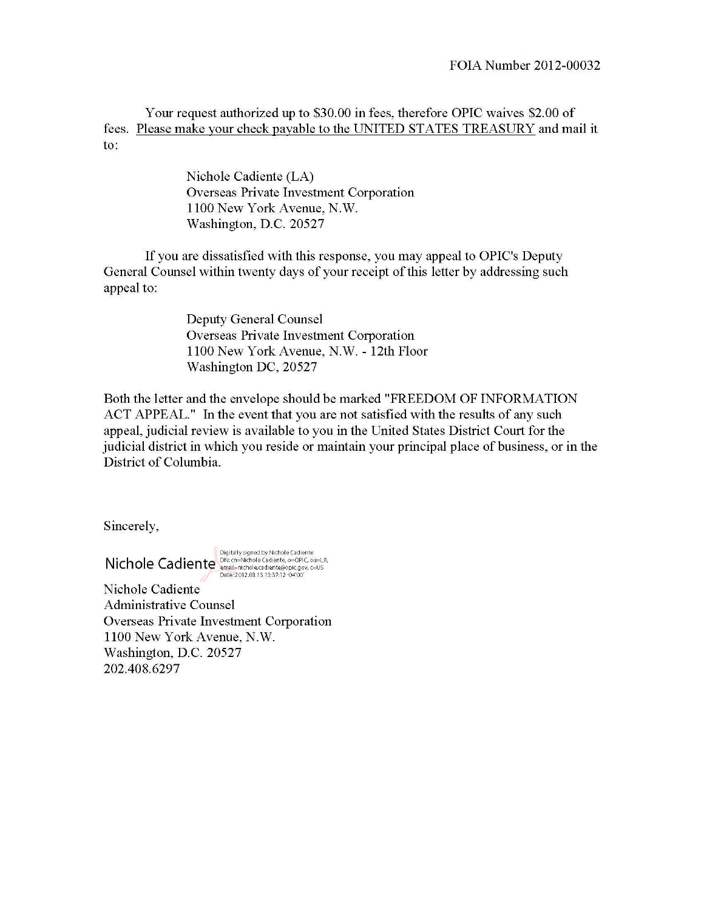FOIA Number 2012-00032

Your request authorized up to $30.00 in fees, therefore OPIC waives $2.00 of fees. Please make your check payable to the UNITED STATES TREASURY and mail it to:

> Nichole Cadiente (LA)
> Overseas Private Investment Corporation
> 1100 New York Avenue, N.W.
> Washington, D.C. 20527

If you are dissatisfied with this response, you may appeal to OPIC's Deputy General Counsel within twenty days of your receipt of this letter by addressing such appeal to:

> Deputy General Counsel
> Overseas Private Investment Corporation
> 1100 New York Avenue, N.W. - 12th Floor
> Washington DC, 20527

Both the letter and the envelope should be marked "FREEDOM OF INFORMATION ACT APPEAL." In the event that you are not satisfied with the results of any such appeal, judicial review is available to you in the United States District Court for the judicial district in which you reside or maintain your principal place of business, or in the District of Columbia.

Sincerely,

Nichole Cadiente
Digitally signed by Nichole Cadiente
DN: cn=Nichole Cadiente, o=OPIC, ou=LA, email=nichole.cadiente@opic.gov, c=US
Date: 2012.08.13 13:37:12 -04'00'

Nichole Cadiente
Administrative Counsel
Overseas Private Investment Corporation
1100 New York Avenue, N.W.
Washington, D.C. 20527
202.408.6297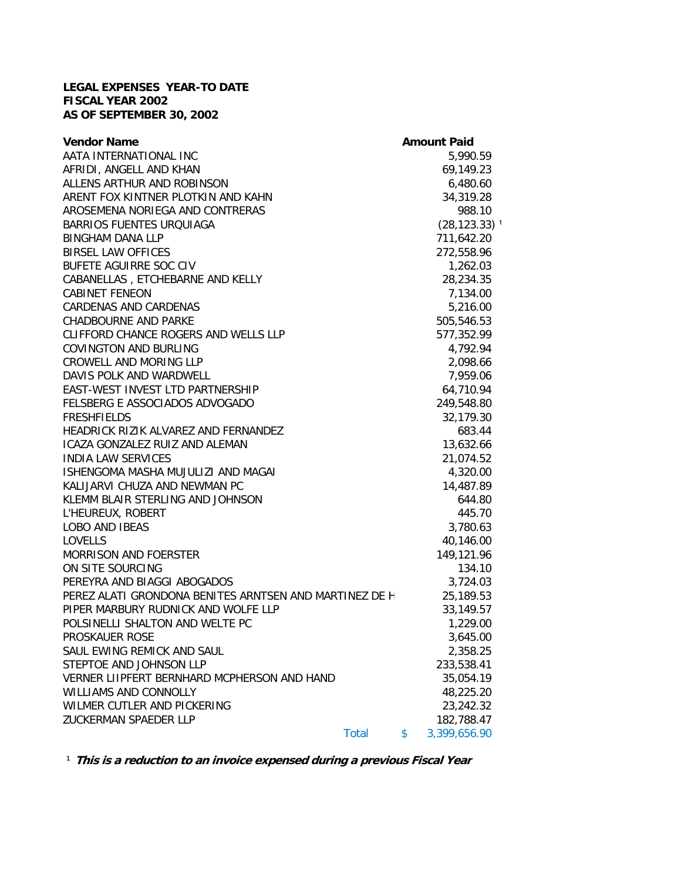**LEGAL EXPENSES YEAR-TO DATE**
**FISCAL YEAR 2002**
**AS OF SEPTEMBER 30, 2002**

| Vendor Name | Amount Paid |
|---|---|
| AATA INTERNATIONAL INC | 5,990.59 |
| AFRIDI, ANGELL AND KHAN | 69,149.23 |
| ALLENS ARTHUR AND ROBINSON | 6,480.60 |
| ARENT FOX KINTNER PLOTKIN AND KAHN | 34,319.28 |
| AROSEMENA NORIEGA AND CONTRERAS | 988.10 |
| BARRIOS FUENTES URQUIAGA | (28,123.33) [1] |
| BINGHAM DANA LLP | 711,642.20 |
| BIRSEL LAW OFFICES | 272,558.96 |
| BUFETE AGUIRRE SOC CIV | 1,262.03 |
| CABANELLAS , ETCHEBARNE AND KELLY | 28,234.35 |
| CABINET FENEON | 7,134.00 |
| CARDENAS AND CARDENAS | 5,216.00 |
| CHADBOURNE AND PARKE | 505,546.53 |
| CLIFFORD CHANCE ROGERS AND WELLS LLP | 577,352.99 |
| COVINGTON AND BURLING | 4,792.94 |
| CROWELL AND MORING LLP | 2,098.66 |
| DAVIS POLK AND WARDWELL | 7,959.06 |
| EAST-WEST INVEST LTD PARTNERSHIP | 64,710.94 |
| FELSBERG E ASSOCIADOS ADVOGADO | 249,548.80 |
| FRESHFIELDS | 32,179.30 |
| HEADRICK RIZIK ALVAREZ AND FERNANDEZ | 683.44 |
| ICAZA GONZALEZ RUIZ AND ALEMAN | 13,632.66 |
| INDIA LAW SERVICES | 21,074.52 |
| ISHENGOMA MASHA MUJULIZI AND MAGAI | 4,320.00 |
| KALIJARVI CHUZA AND NEWMAN PC | 14,487.89 |
| KLEMM BLAIR STERLING AND JOHNSON | 644.80 |
| L'HEUREUX, ROBERT | 445.70 |
| LOBO AND IBEAS | 3,780.63 |
| LOVELLS | 40,146.00 |
| MORRISON AND FOERSTER | 149,121.96 |
| ON SITE SOURCING | 134.10 |
| PEREYRA AND BIAGGI ABOGADOS | 3,724.03 |
| PEREZ ALATI GRONDONA BENITES ARNTSEN AND MARTINEZ DE H | 25,189.53 |
| PIPER MARBURY RUDNICK AND WOLFE LLP | 33,149.57 |
| POLSINELLI SHALTON AND WELTE PC | 1,229.00 |
| PROSKAUER ROSE | 3,645.00 |
| SAUL EWING REMICK AND SAUL | 2,358.25 |
| STEPTOE AND JOHNSON LLP | 233,538.41 |
| VERNER LIIPFERT BERNHARD MCPHERSON AND HAND | 35,054.19 |
| WILLIAMS AND CONNOLLY | 48,225.20 |
| WILMER CUTLER AND PICKERING | 23,242.32 |
| ZUCKERMAN SPAEDER LLP | 182,788.47 |
| Total | $ 3,399,656.90 |

[1] ***This is a reduction to an invoice expensed during a previous Fiscal Year***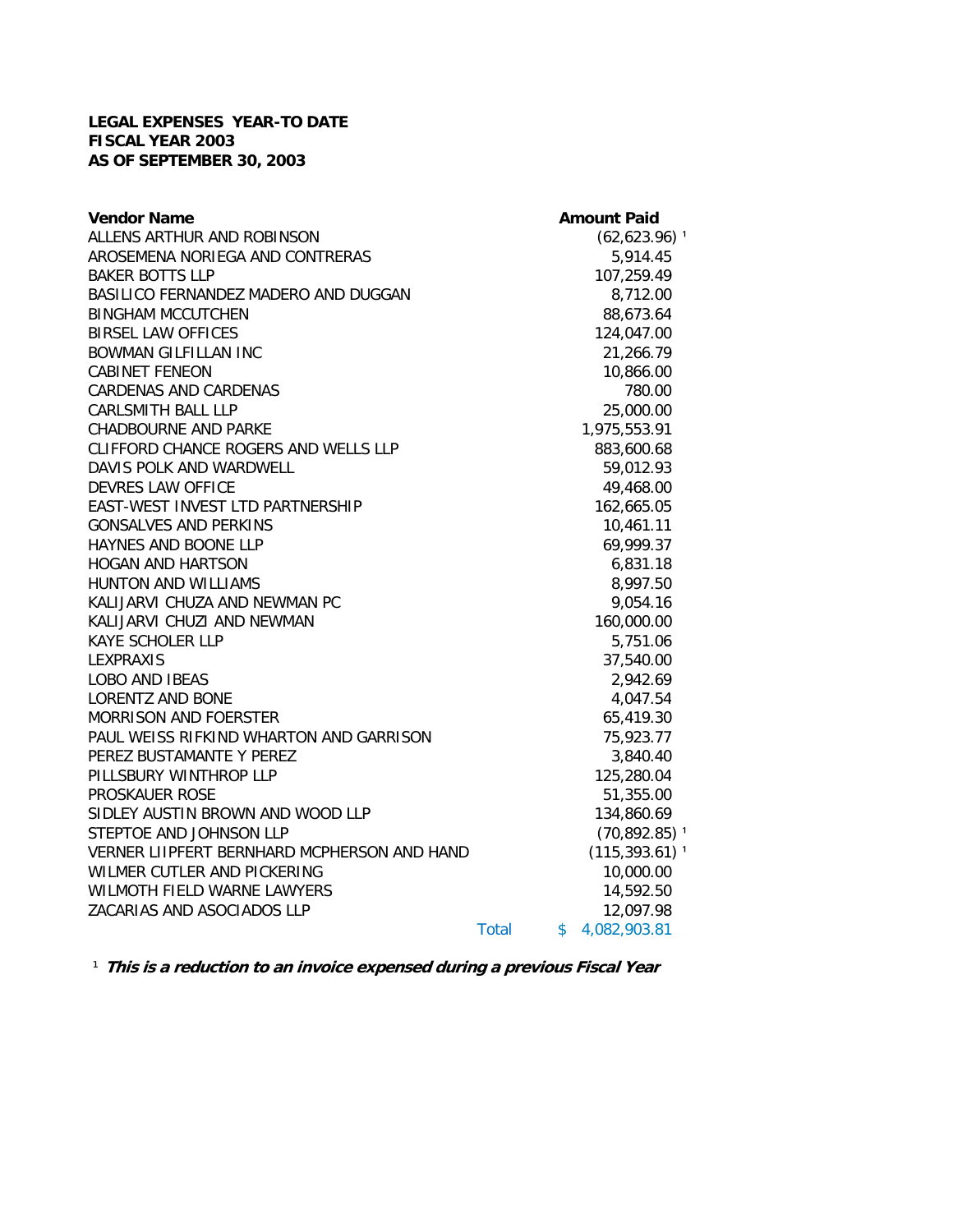**LEGAL EXPENSES YEAR-TO DATE**
**FISCAL YEAR 2003**
**AS OF SEPTEMBER 30, 2003**

| Vendor Name | Amount Paid |
|---|---|
| ALLENS ARTHUR AND ROBINSON | (62,623.96) [1] |
| AROSEMENA NORIEGA AND CONTRERAS | 5,914.45 |
| BAKER BOTTS LLP | 107,259.49 |
| BASILICO FERNANDEZ MADERO AND DUGGAN | 8,712.00 |
| BINGHAM MCCUTCHEN | 88,673.64 |
| BIRSEL LAW OFFICES | 124,047.00 |
| BOWMAN GILFILLAN INC | 21,266.79 |
| CABINET FENEON | 10,866.00 |
| CARDENAS AND CARDENAS | 780.00 |
| CARLSMITH BALL LLP | 25,000.00 |
| CHADBOURNE AND PARKE | 1,975,553.91 |
| CLIFFORD CHANCE ROGERS AND WELLS LLP | 883,600.68 |
| DAVIS POLK AND WARDWELL | 59,012.93 |
| DEVRES LAW OFFICE | 49,468.00 |
| EAST-WEST INVEST LTD PARTNERSHIP | 162,665.05 |
| GONSALVES AND PERKINS | 10,461.11 |
| HAYNES AND BOONE LLP | 69,999.37 |
| HOGAN AND HARTSON | 6,831.18 |
| HUNTON AND WILLIAMS | 8,997.50 |
| KALIJARVI CHUZA AND NEWMAN PC | 9,054.16 |
| KALIJARVI CHUZI AND NEWMAN | 160,000.00 |
| KAYE SCHOLER LLP | 5,751.06 |
| LEXPRAXIS | 37,540.00 |
| LOBO AND IBEAS | 2,942.69 |
| LORENTZ AND BONE | 4,047.54 |
| MORRISON AND FOERSTER | 65,419.30 |
| PAUL WEISS RIFKIND WHARTON AND GARRISON | 75,923.77 |
| PEREZ BUSTAMANTE Y PEREZ | 3,840.40 |
| PILLSBURY WINTHROP LLP | 125,280.04 |
| PROSKAUER ROSE | 51,355.00 |
| SIDLEY AUSTIN BROWN AND WOOD LLP | 134,860.69 |
| STEPTOE AND JOHNSON LLP | (70,892.85) [1] |
| VERNER LIIPFERT BERNHARD MCPHERSON AND HAND | (115,393.61) [1] |
| WILMER CUTLER AND PICKERING | 10,000.00 |
| WILMOTH FIELD WARNE LAWYERS | 14,592.50 |
| ZACARIAS AND ASOCIADOS LLP | 12,097.98 |
| Total | $ 4,082,903.81 |

[1] ***This is a reduction to an invoice expensed during a previous Fiscal Year***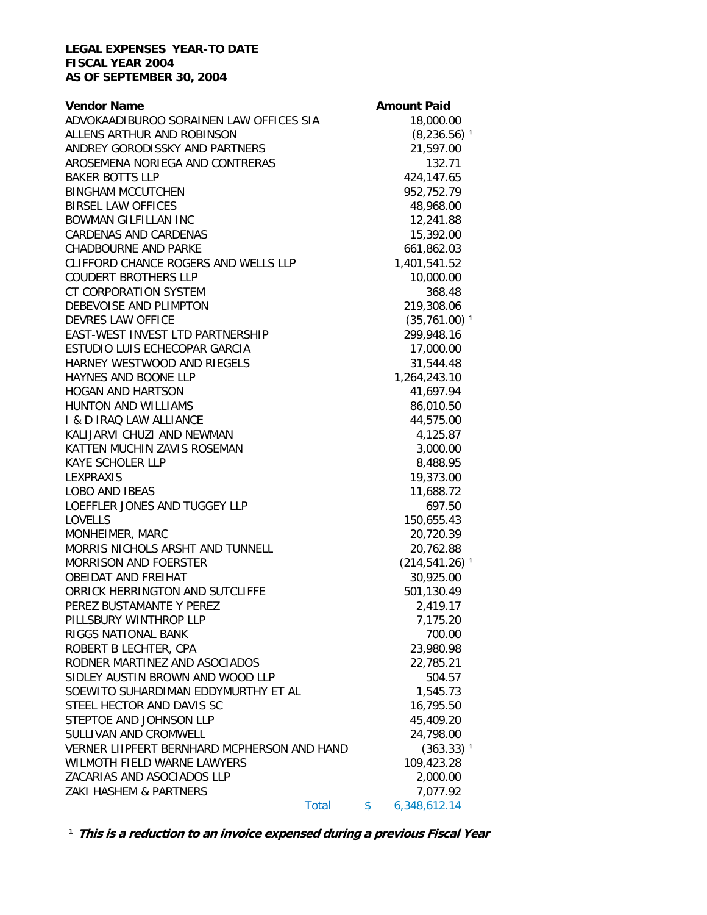**LEGAL EXPENSES YEAR-TO DATE**
**FISCAL YEAR 2004**
**AS OF SEPTEMBER 30, 2004**

| Vendor Name | Amount Paid |
|---|---|
| ADVOKAADIBUROO SORAINEN LAW OFFICES SIA | 18,000.00 |
| ALLENS ARTHUR AND ROBINSON | (8,236.56) [1] |
| ANDREY GORODISSKY AND PARTNERS | 21,597.00 |
| AROSEMENA NORIEGA AND CONTRERAS | 132.71 |
| BAKER BOTTS LLP | 424,147.65 |
| BINGHAM MCCUTCHEN | 952,752.79 |
| BIRSEL LAW OFFICES | 48,968.00 |
| BOWMAN GILFILLAN INC | 12,241.88 |
| CARDENAS AND CARDENAS | 15,392.00 |
| CHADBOURNE AND PARKE | 661,862.03 |
| CLIFFORD CHANCE ROGERS AND WELLS LLP | 1,401,541.52 |
| COUDERT BROTHERS LLP | 10,000.00 |
| CT CORPORATION SYSTEM | 368.48 |
| DEBEVOISE AND PLIMPTON | 219,308.06 |
| DEVRES LAW OFFICE | (35,761.00) [1] |
| EAST-WEST INVEST LTD PARTNERSHIP | 299,948.16 |
| ESTUDIO LUIS ECHECOPAR GARCIA | 17,000.00 |
| HARNEY WESTWOOD AND RIEGELS | 31,544.48 |
| HAYNES AND BOONE LLP | 1,264,243.10 |
| HOGAN AND HARTSON | 41,697.94 |
| HUNTON AND WILLIAMS | 86,010.50 |
| I & D IRAQ LAW ALLIANCE | 44,575.00 |
| KALIJARVI CHUZI AND NEWMAN | 4,125.87 |
| KATTEN MUCHIN ZAVIS ROSEMAN | 3,000.00 |
| KAYE SCHOLER LLP | 8,488.95 |
| LEXPRAXIS | 19,373.00 |
| LOBO AND IBEAS | 11,688.72 |
| LOEFFLER JONES AND TUGGEY LLP | 697.50 |
| LOVELLS | 150,655.43 |
| MONHEIMER, MARC | 20,720.39 |
| MORRIS NICHOLS ARSHT AND TUNNELL | 20,762.88 |
| MORRISON AND FOERSTER | (214,541.26) [1] |
| OBEIDAT AND FREIHAT | 30,925.00 |
| ORRICK HERRINGTON AND SUTCLIFFE | 501,130.49 |
| PEREZ BUSTAMANTE Y PEREZ | 2,419.17 |
| PILLSBURY WINTHROP LLP | 7,175.20 |
| RIGGS NATIONAL BANK | 700.00 |
| ROBERT B LECHTER, CPA | 23,980.98 |
| RODNER MARTINEZ AND ASOCIADOS | 22,785.21 |
| SIDLEY AUSTIN BROWN AND WOOD LLP | 504.57 |
| SOEWITO SUHARDIMAN EDDYMURTHY ET AL | 1,545.73 |
| STEEL HECTOR AND DAVIS SC | 16,795.50 |
| STEPTOE AND JOHNSON LLP | 45,409.20 |
| SULLIVAN AND CROMWELL | 24,798.00 |
| VERNER LIIPFERT BERNHARD MCPHERSON AND HAND | (363.33) [1] |
| WILMOTH FIELD WARNE LAWYERS | 109,423.28 |
| ZACARIAS AND ASOCIADOS LLP | 2,000.00 |
| ZAKI HASHEM & PARTNERS | 7,077.92 |
| Total | $ 6,348,612.14 |

[1] ***This is a reduction to an invoice expensed during a previous Fiscal Year***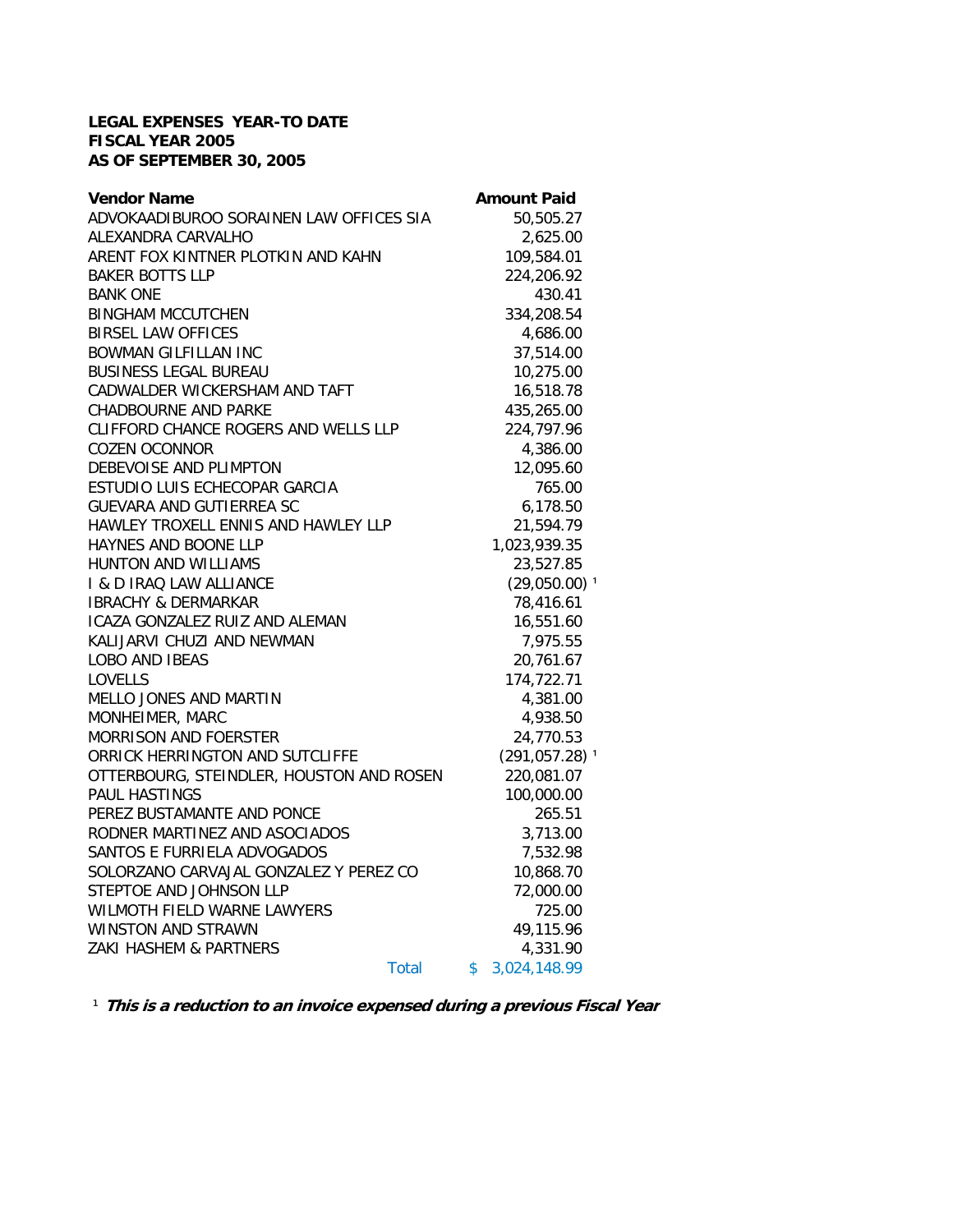**LEGAL EXPENSES YEAR-TO DATE**
**FISCAL YEAR 2005**
**AS OF SEPTEMBER 30, 2005**

| Vendor Name | Amount Paid |
|---|---|
| ADVOKAADIBUROO SORAINEN LAW OFFICES SIA | 50,505.27 |
| ALEXANDRA CARVALHO | 2,625.00 |
| ARENT FOX KINTNER PLOTKIN AND KAHN | 109,584.01 |
| BAKER BOTTS LLP | 224,206.92 |
| BANK ONE | 430.41 |
| BINGHAM MCCUTCHEN | 334,208.54 |
| BIRSEL LAW OFFICES | 4,686.00 |
| BOWMAN GILFILLAN INC | 37,514.00 |
| BUSINESS LEGAL BUREAU | 10,275.00 |
| CADWALDER WICKERSHAM AND TAFT | 16,518.78 |
| CHADBOURNE AND PARKE | 435,265.00 |
| CLIFFORD CHANCE ROGERS AND WELLS LLP | 224,797.96 |
| COZEN OCONNOR | 4,386.00 |
| DEBEVOISE AND PLIMPTON | 12,095.60 |
| ESTUDIO LUIS ECHECOPAR GARCIA | 765.00 |
| GUEVARA AND GUTIERREA SC | 6,178.50 |
| HAWLEY TROXELL ENNIS AND HAWLEY LLP | 21,594.79 |
| HAYNES AND BOONE LLP | 1,023,939.35 |
| HUNTON AND WILLIAMS | 23,527.85 |
| I & D IRAQ LAW ALLIANCE | (29,050.00) [1] |
| IBRACHY & DERMARKAR | 78,416.61 |
| ICAZA GONZALEZ RUIZ AND ALEMAN | 16,551.60 |
| KALIJARVI CHUZI AND NEWMAN | 7,975.55 |
| LOBO AND IBEAS | 20,761.67 |
| LOVELLS | 174,722.71 |
| MELLO JONES AND MARTIN | 4,381.00 |
| MONHEIMER, MARC | 4,938.50 |
| MORRISON AND FOERSTER | 24,770.53 |
| ORRICK HERRINGTON AND SUTCLIFFE | (291,057.28) [1] |
| OTTERBOURG, STEINDLER, HOUSTON AND ROSEN | 220,081.07 |
| PAUL HASTINGS | 100,000.00 |
| PEREZ BUSTAMANTE AND PONCE | 265.51 |
| RODNER MARTINEZ AND ASOCIADOS | 3,713.00 |
| SANTOS E FURRIELA ADVOGADOS | 7,532.98 |
| SOLORZANO CARVAJAL GONZALEZ Y PEREZ CO | 10,868.70 |
| STEPTOE AND JOHNSON LLP | 72,000.00 |
| WILMOTH FIELD WARNE LAWYERS | 725.00 |
| WINSTON AND STRAWN | 49,115.96 |
| ZAKI HASHEM & PARTNERS | 4,331.90 |
| Total | $ 3,024,148.99 |

[1] ***This is a reduction to an invoice expensed during a previous Fiscal Year***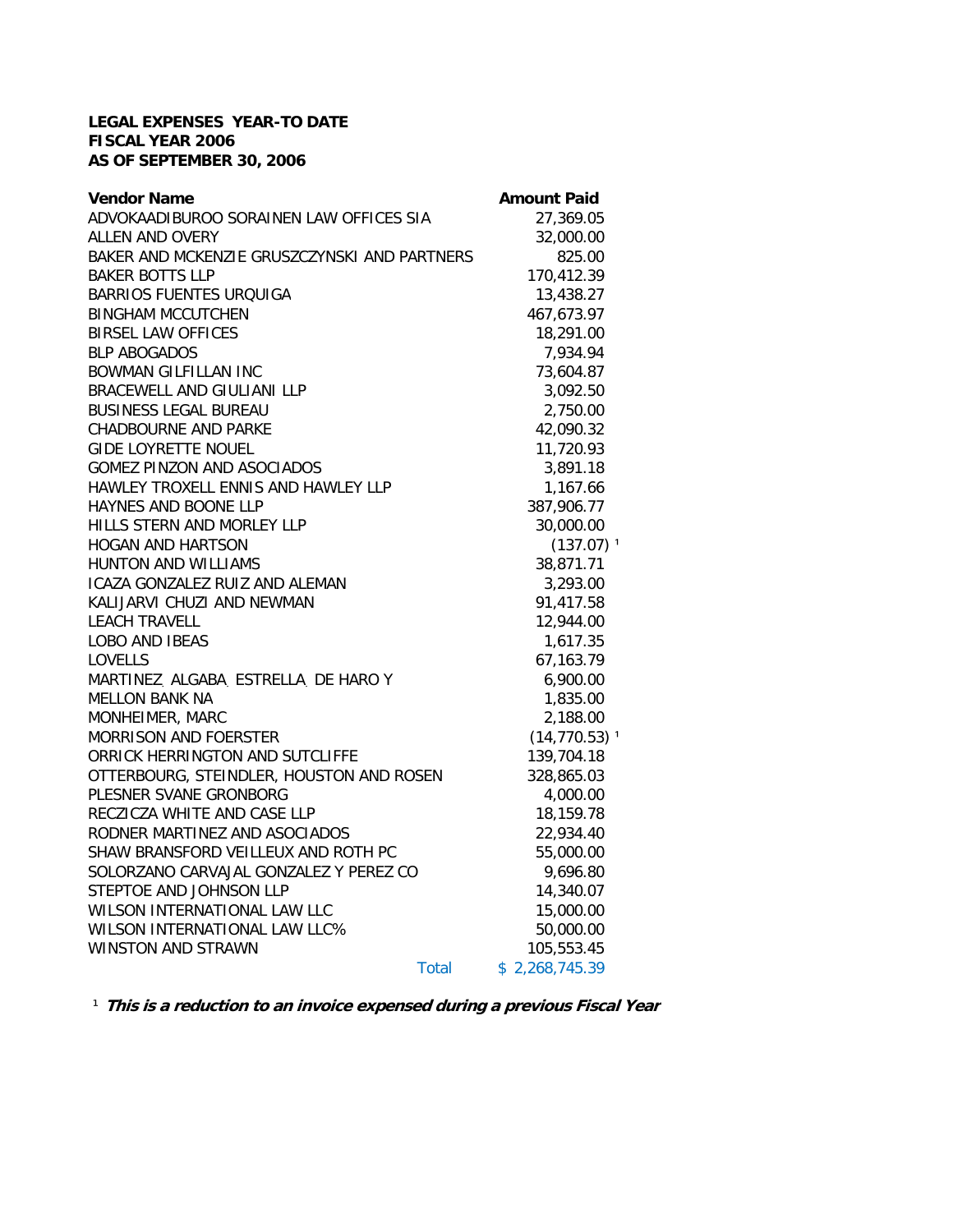**LEGAL EXPENSES YEAR-TO DATE**
**FISCAL YEAR 2006**
**AS OF SEPTEMBER 30, 2006**

| **Vendor Name** | **Amount Paid** |
|---|---|
| ADVOKAADIBUROO SORAINEN LAW OFFICES SIA | 27,369.05 |
| ALLEN AND OVERY | 32,000.00 |
| BAKER AND MCKENZIE GRUSZCZYNSKI AND PARTNERS | 825.00 |
| BAKER BOTTS LLP | 170,412.39 |
| BARRIOS FUENTES URQUIGA | 13,438.27 |
| BINGHAM MCCUTCHEN | 467,673.97 |
| BIRSEL LAW OFFICES | 18,291.00 |
| BLP ABOGADOS | 7,934.94 |
| BOWMAN GILFILLAN INC | 73,604.87 |
| BRACEWELL AND GIULIANI LLP | 3,092.50 |
| BUSINESS LEGAL BUREAU | 2,750.00 |
| CHADBOURNE AND PARKE | 42,090.32 |
| GIDE LOYRETTE NOUEL | 11,720.93 |
| GOMEZ PINZON AND ASOCIADOS | 3,891.18 |
| HAWLEY TROXELL ENNIS AND HAWLEY LLP | 1,167.66 |
| HAYNES AND BOONE LLP | 387,906.77 |
| HILLS STERN AND MORLEY LLP | 30,000.00 |
| HOGAN AND HARTSON | (137.07) [1] |
| HUNTON AND WILLIAMS | 38,871.71 |
| ICAZA GONZALEZ RUIZ AND ALEMAN | 3,293.00 |
| KALIJARVI CHUZI AND NEWMAN | 91,417.58 |
| LEACH TRAVELL | 12,944.00 |
| LOBO AND IBEAS | 1,617.35 |
| LOVELLS | 67,163.79 |
| MARTINEZ ALGABA ESTRELLA DE HARO Y | 6,900.00 |
| MELLON BANK NA | 1,835.00 |
| MONHEIMER, MARC | 2,188.00 |
| MORRISON AND FOERSTER | (14,770.53) [1] |
| ORRICK HERRINGTON AND SUTCLIFFE | 139,704.18 |
| OTTERBOURG, STEINDLER, HOUSTON AND ROSEN | 328,865.03 |
| PLESNER SVANE GRONBORG | 4,000.00 |
| RECZICZA WHITE AND CASE LLP | 18,159.78 |
| RODNER MARTINEZ AND ASOCIADOS | 22,934.40 |
| SHAW BRANSFORD VEILLEUX AND ROTH PC | 55,000.00 |
| SOLORZANO CARVAJAL GONZALEZ Y PEREZ CO | 9,696.80 |
| STEPTOE AND JOHNSON LLP | 14,340.07 |
| WILSON INTERNATIONAL LAW LLC | 15,000.00 |
| WILSON INTERNATIONAL LAW LLC% | 50,000.00 |
| WINSTON AND STRAWN | 105,553.45 |
| Total | $ 2,268,745.39 |

[1] ***This is a reduction to an invoice expensed during a previous Fiscal Year***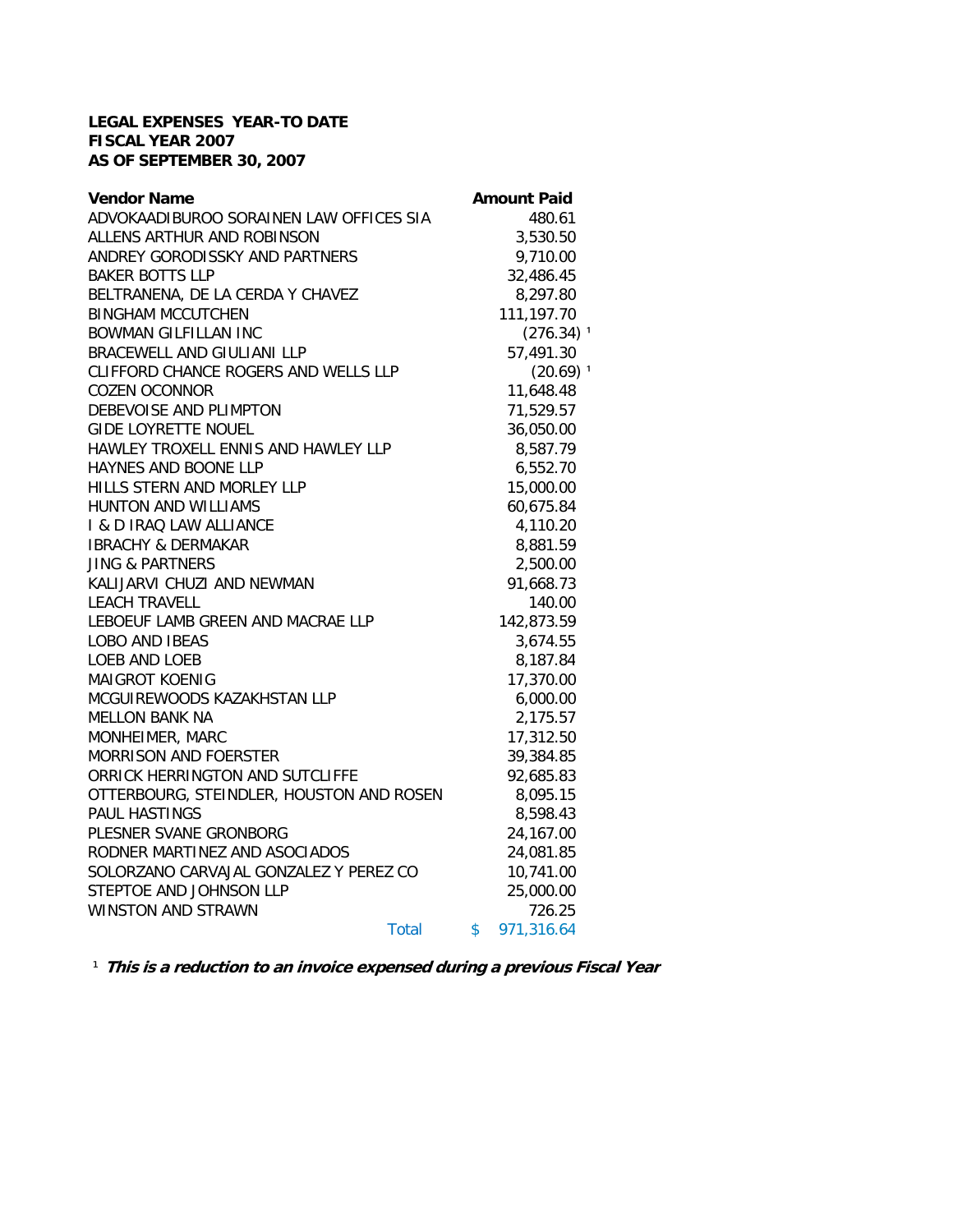**LEGAL EXPENSES YEAR-TO DATE**
**FISCAL YEAR 2007**
**AS OF SEPTEMBER 30, 2007**

| Vendor Name | Amount Paid |
|---|---|
| ADVOKAADIBUROO SORAINEN LAW OFFICES SIA | 480.61 |
| ALLENS ARTHUR AND ROBINSON | 3,530.50 |
| ANDREY GORODISSKY AND PARTNERS | 9,710.00 |
| BAKER BOTTS LLP | 32,486.45 |
| BELTRANENA, DE LA CERDA Y CHAVEZ | 8,297.80 |
| BINGHAM MCCUTCHEN | 111,197.70 |
| BOWMAN GILFILLAN INC | (276.34) [1] |
| BRACEWELL AND GIULIANI LLP | 57,491.30 |
| CLIFFORD CHANCE ROGERS AND WELLS LLP | (20.69) [1] |
| COZEN OCONNOR | 11,648.48 |
| DEBEVOISE AND PLIMPTON | 71,529.57 |
| GIDE LOYRETTE NOUEL | 36,050.00 |
| HAWLEY TROXELL ENNIS AND HAWLEY LLP | 8,587.79 |
| HAYNES AND BOONE LLP | 6,552.70 |
| HILLS STERN AND MORLEY LLP | 15,000.00 |
| HUNTON AND WILLIAMS | 60,675.84 |
| I & D IRAQ LAW ALLIANCE | 4,110.20 |
| IBRACHY & DERMAKAR | 8,881.59 |
| JING & PARTNERS | 2,500.00 |
| KALIJARVI CHUZI AND NEWMAN | 91,668.73 |
| LEACH TRAVELL | 140.00 |
| LEBOEUF LAMB GREEN AND MACRAE LLP | 142,873.59 |
| LOBO AND IBEAS | 3,674.55 |
| LOEB AND LOEB | 8,187.84 |
| MAIGROT KOENIG | 17,370.00 |
| MCGUIREWOODS KAZAKHSTAN LLP | 6,000.00 |
| MELLON BANK NA | 2,175.57 |
| MONHEIMER, MARC | 17,312.50 |
| MORRISON AND FOERSTER | 39,384.85 |
| ORRICK HERRINGTON AND SUTCLIFFE | 92,685.83 |
| OTTERBOURG, STEINDLER, HOUSTON AND ROSEN | 8,095.15 |
| PAUL HASTINGS | 8,598.43 |
| PLESNER SVANE GRONBORG | 24,167.00 |
| RODNER MARTINEZ AND ASOCIADOS | 24,081.85 |
| SOLORZANO CARVAJAL GONZALEZ Y PEREZ CO | 10,741.00 |
| STEPTOE AND JOHNSON LLP | 25,000.00 |
| WINSTON AND STRAWN | 726.25 |
| Total | $ 971,316.64 |

[1] ***This is a reduction to an invoice expensed during a previous Fiscal Year***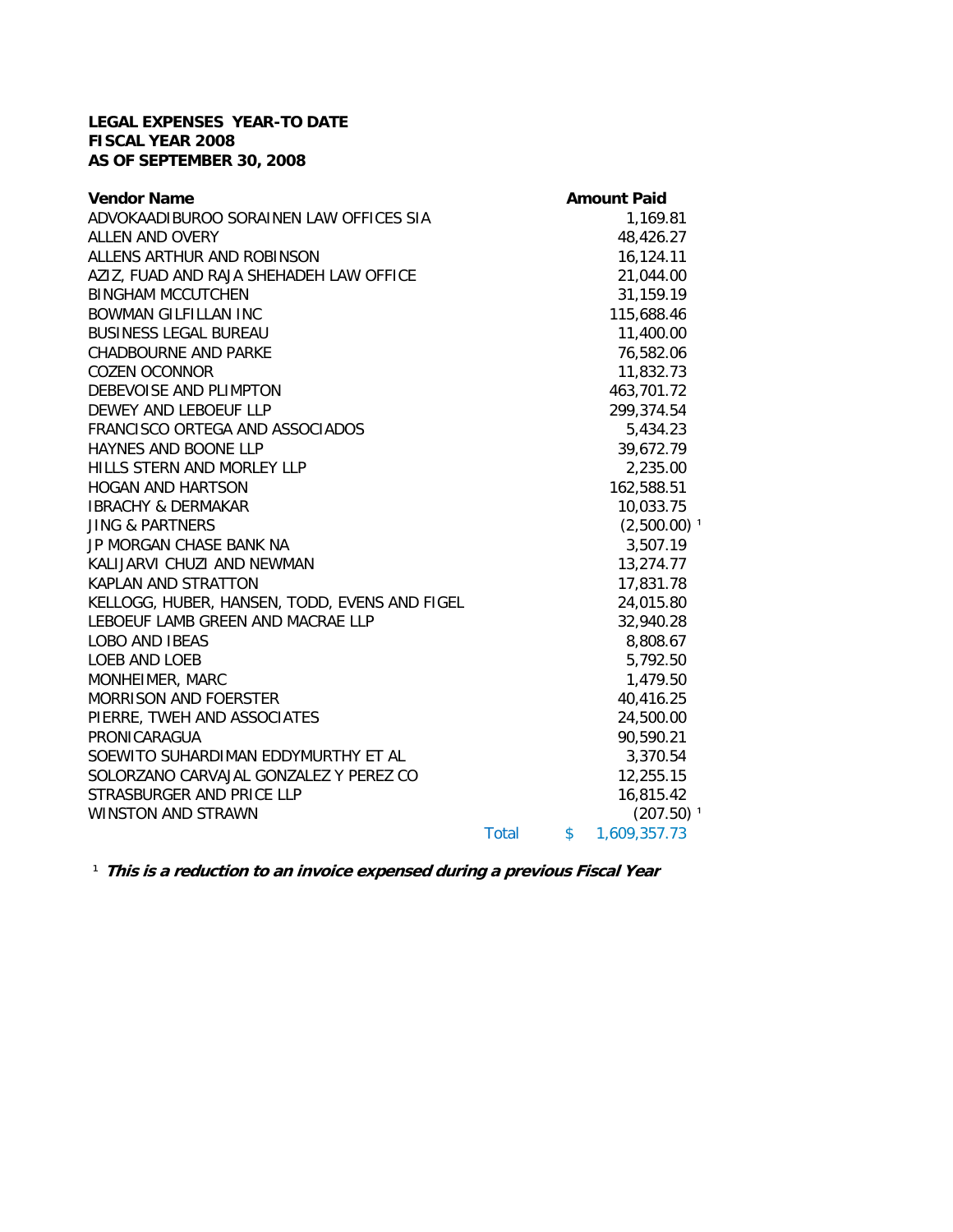**LEGAL EXPENSES YEAR-TO DATE**
**FISCAL YEAR 2008**
**AS OF SEPTEMBER 30, 2008**

| Vendor Name | Amount Paid |
|---|---|
| ADVOKAADIBUROO SORAINEN LAW OFFICES SIA | 1,169.81 |
| ALLEN AND OVERY | 48,426.27 |
| ALLENS ARTHUR AND ROBINSON | 16,124.11 |
| AZIZ, FUAD AND RAJA SHEHADEH LAW OFFICE | 21,044.00 |
| BINGHAM MCCUTCHEN | 31,159.19 |
| BOWMAN GILFILLAN INC | 115,688.46 |
| BUSINESS LEGAL BUREAU | 11,400.00 |
| CHADBOURNE AND PARKE | 76,582.06 |
| COZEN OCONNOR | 11,832.73 |
| DEBEVOISE AND PLIMPTON | 463,701.72 |
| DEWEY AND LEBOEUF LLP | 299,374.54 |
| FRANCISCO ORTEGA AND ASSOCIADOS | 5,434.23 |
| HAYNES AND BOONE LLP | 39,672.79 |
| HILLS STERN AND MORLEY LLP | 2,235.00 |
| HOGAN AND HARTSON | 162,588.51 |
| IBRACHY & DERMAKAR | 10,033.75 |
| JING & PARTNERS | (2,500.00) [1] |
| JP MORGAN CHASE BANK NA | 3,507.19 |
| KALIJARVI CHUZI AND NEWMAN | 13,274.77 |
| KAPLAN AND STRATTON | 17,831.78 |
| KELLOGG, HUBER, HANSEN, TODD, EVENS AND FIGEL | 24,015.80 |
| LEBOEUF LAMB GREEN AND MACRAE LLP | 32,940.28 |
| LOBO AND IBEAS | 8,808.67 |
| LOEB AND LOEB | 5,792.50 |
| MONHEIMER, MARC | 1,479.50 |
| MORRISON AND FOERSTER | 40,416.25 |
| PIERRE, TWEH AND ASSOCIATES | 24,500.00 |
| PRONICARAGUA | 90,590.21 |
| SOEWITO SUHARDIMAN EDDYMURTHY ET AL | 3,370.54 |
| SOLORZANO CARVAJAL GONZALEZ Y PEREZ CO | 12,255.15 |
| STRASBURGER AND PRICE LLP | 16,815.42 |
| WINSTON AND STRAWN | (207.50) [1] |
| Total | $ 1,609,357.73 |

[1] ***This is a reduction to an invoice expensed during a previous Fiscal Year***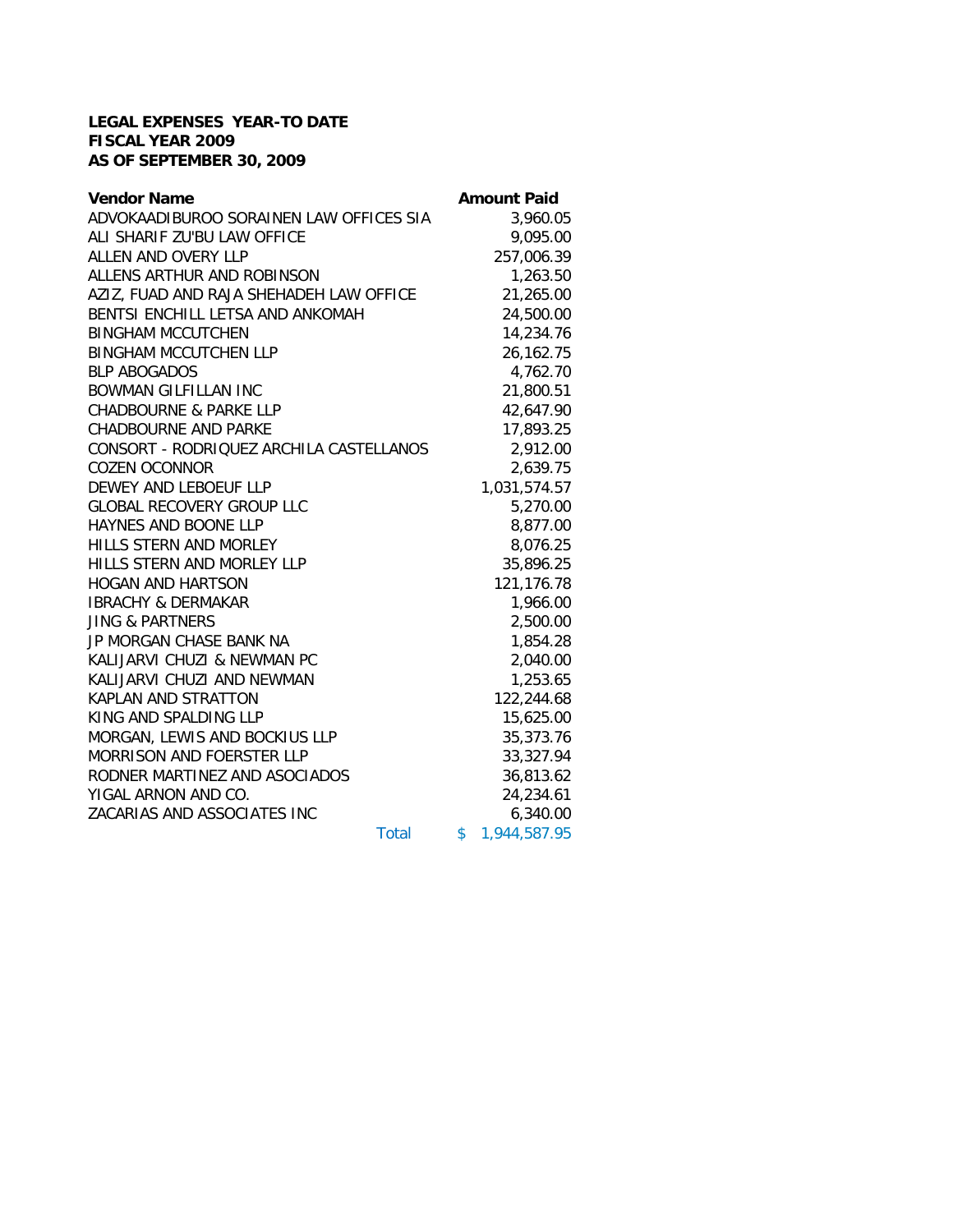**LEGAL EXPENSES YEAR-TO DATE**
**FISCAL YEAR 2009**
**AS OF SEPTEMBER 30, 2009**

| Vendor Name | Amount Paid |
|---|---|
| ADVOKAADIBUROO SORAINEN LAW OFFICES SIA | 3,960.05 |
| ALI SHARIF ZU'BU LAW OFFICE | 9,095.00 |
| ALLEN AND OVERY LLP | 257,006.39 |
| ALLENS ARTHUR AND ROBINSON | 1,263.50 |
| AZIZ, FUAD AND RAJA SHEHADEH LAW OFFICE | 21,265.00 |
| BENTSI ENCHILL LETSA AND ANKOMAH | 24,500.00 |
| BINGHAM MCCUTCHEN | 14,234.76 |
| BINGHAM MCCUTCHEN LLP | 26,162.75 |
| BLP ABOGADOS | 4,762.70 |
| BOWMAN GILFILLAN INC | 21,800.51 |
| CHADBOURNE & PARKE LLP | 42,647.90 |
| CHADBOURNE AND PARKE | 17,893.25 |
| CONSORT - RODRIQUEZ ARCHILA CASTELLANOS | 2,912.00 |
| COZEN OCONNOR | 2,639.75 |
| DEWEY AND LEBOEUF LLP | 1,031,574.57 |
| GLOBAL RECOVERY GROUP LLC | 5,270.00 |
| HAYNES AND BOONE LLP | 8,877.00 |
| HILLS STERN AND MORLEY | 8,076.25 |
| HILLS STERN AND MORLEY LLP | 35,896.25 |
| HOGAN AND HARTSON | 121,176.78 |
| IBRACHY & DERMAKAR | 1,966.00 |
| JING & PARTNERS | 2,500.00 |
| JP MORGAN CHASE BANK NA | 1,854.28 |
| KALIJARVI CHUZI & NEWMAN PC | 2,040.00 |
| KALIJARVI CHUZI AND NEWMAN | 1,253.65 |
| KAPLAN AND STRATTON | 122,244.68 |
| KING AND SPALDING LLP | 15,625.00 |
| MORGAN, LEWIS AND BOCKIUS LLP | 35,373.76 |
| MORRISON AND FOERSTER LLP | 33,327.94 |
| RODNER MARTINEZ AND ASOCIADOS | 36,813.62 |
| YIGAL ARNON AND CO. | 24,234.61 |
| ZACARIAS AND ASSOCIATES INC | 6,340.00 |
| Total | $ 1,944,587.95 |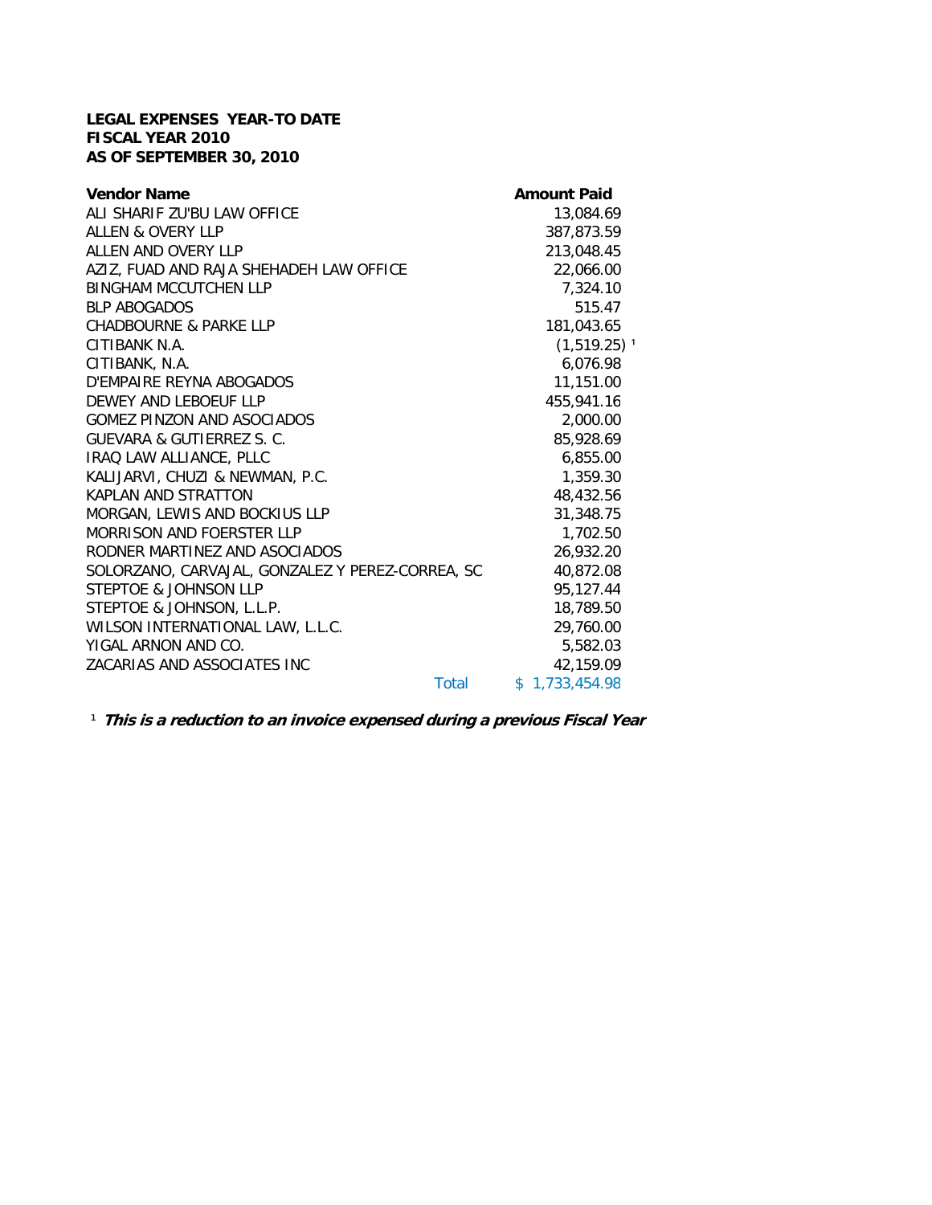**LEGAL EXPENSES YEAR-TO DATE**
**FISCAL YEAR 2010**
**AS OF SEPTEMBER 30, 2010**

| Vendor Name | Amount Paid |
|---|---|
| ALI SHARIF ZU'BU LAW OFFICE | 13,084.69 |
| ALLEN & OVERY LLP | 387,873.59 |
| ALLEN AND OVERY LLP | 213,048.45 |
| AZIZ, FUAD AND RAJA SHEHADEH LAW OFFICE | 22,066.00 |
| BINGHAM MCCUTCHEN LLP | 7,324.10 |
| BLP ABOGADOS | 515.47 |
| CHADBOURNE & PARKE LLP | 181,043.65 |
| CITIBANK N.A. | (1,519.25) [1] |
| CITIBANK, N.A. | 6,076.98 |
| D'EMPAIRE REYNA ABOGADOS | 11,151.00 |
| DEWEY AND LEBOEUF LLP | 455,941.16 |
| GOMEZ PINZON AND ASOCIADOS | 2,000.00 |
| GUEVARA & GUTIERREZ S. C. | 85,928.69 |
| IRAQ LAW ALLIANCE, PLLC | 6,855.00 |
| KALIJARVI, CHUZI & NEWMAN, P.C. | 1,359.30 |
| KAPLAN AND STRATTON | 48,432.56 |
| MORGAN, LEWIS AND BOCKIUS LLP | 31,348.75 |
| MORRISON AND FOERSTER LLP | 1,702.50 |
| RODNER MARTINEZ AND ASOCIADOS | 26,932.20 |
| SOLORZANO, CARVAJAL, GONZALEZ Y PEREZ-CORREA, SC | 40,872.08 |
| STEPTOE & JOHNSON LLP | 95,127.44 |
| STEPTOE & JOHNSON, L.L.P. | 18,789.50 |
| WILSON INTERNATIONAL LAW, L.L.C. | 29,760.00 |
| YIGAL ARNON AND CO. | 5,582.03 |
| ZACARIAS AND ASSOCIATES INC | 42,159.09 |
| Total | $ 1,733,454.98 |

[1] ***This is a reduction to an invoice expensed during a previous Fiscal Year***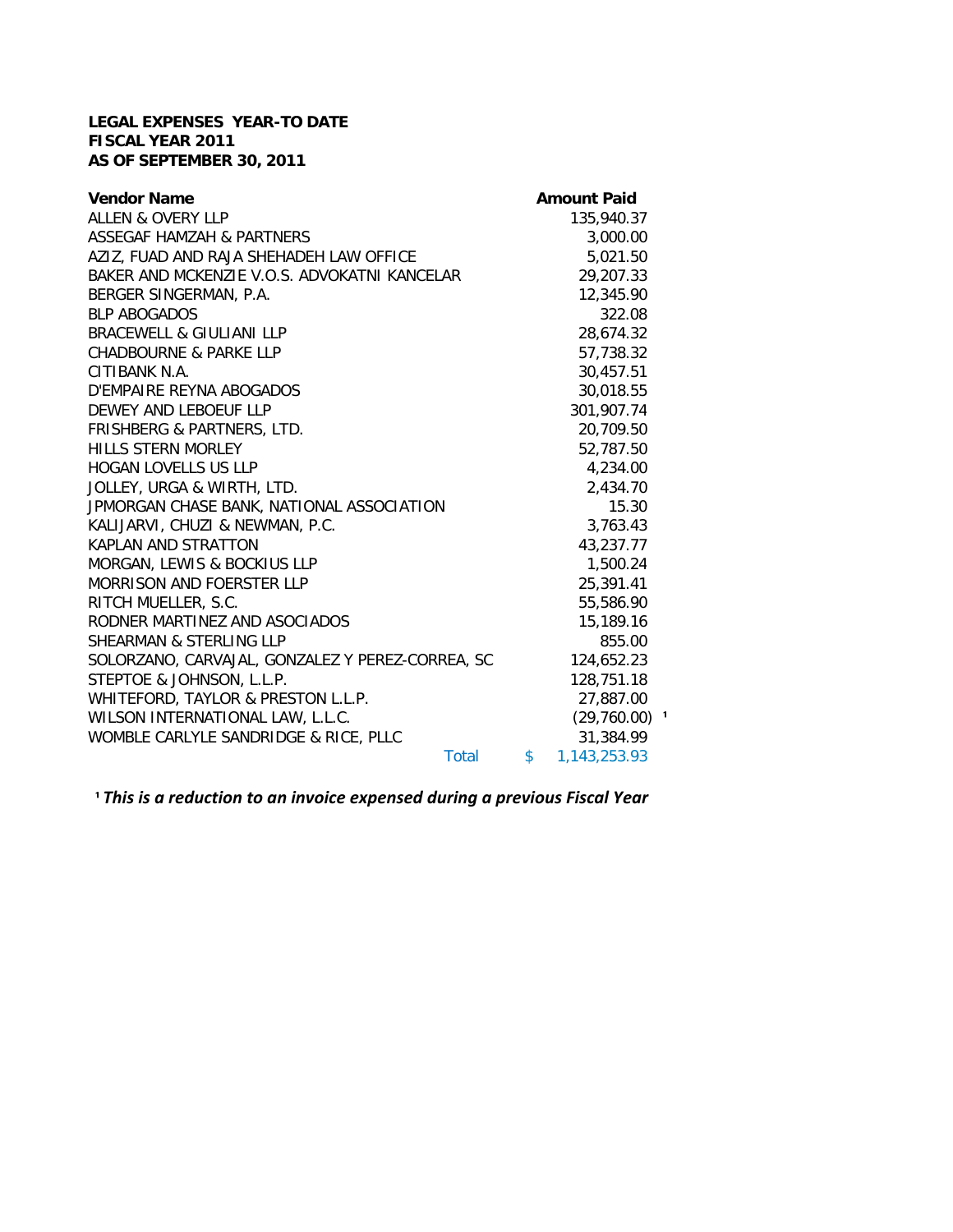**LEGAL EXPENSES YEAR-TO DATE**
**FISCAL YEAR 2011**
**AS OF SEPTEMBER 30, 2011**

| Vendor Name | Amount Paid |
|---|---|
| ALLEN & OVERY LLP | 135,940.37 |
| ASSEGAF HAMZAH & PARTNERS | 3,000.00 |
| AZIZ, FUAD AND RAJA SHEHADEH LAW OFFICE | 5,021.50 |
| BAKER AND MCKENZIE V.O.S. ADVOKATNI KANCELAR | 29,207.33 |
| BERGER SINGERMAN, P.A. | 12,345.90 |
| BLP ABOGADOS | 322.08 |
| BRACEWELL & GIULIANI LLP | 28,674.32 |
| CHADBOURNE & PARKE LLP | 57,738.32 |
| CITIBANK N.A. | 30,457.51 |
| D'EMPAIRE REYNA ABOGADOS | 30,018.55 |
| DEWEY AND LEBOEUF LLP | 301,907.74 |
| FRISHBERG & PARTNERS, LTD. | 20,709.50 |
| HILLS STERN MORLEY | 52,787.50 |
| HOGAN LOVELLS US LLP | 4,234.00 |
| JOLLEY, URGA & WIRTH, LTD. | 2,434.70 |
| JPMORGAN CHASE BANK, NATIONAL ASSOCIATION | 15.30 |
| KALIJARVI, CHUZI & NEWMAN, P.C. | 3,763.43 |
| KAPLAN AND STRATTON | 43,237.77 |
| MORGAN, LEWIS & BOCKIUS LLP | 1,500.24 |
| MORRISON AND FOERSTER LLP | 25,391.41 |
| RITCH MUELLER, S.C. | 55,586.90 |
| RODNER MARTINEZ AND ASOCIADOS | 15,189.16 |
| SHEARMAN & STERLING LLP | 855.00 |
| SOLORZANO, CARVAJAL, GONZALEZ Y PEREZ-CORREA, SC | 124,652.23 |
| STEPTOE & JOHNSON, L.L.P. | 128,751.18 |
| WHITEFORD, TAYLOR & PRESTON L.L.P. | 27,887.00 |
| WILSON INTERNATIONAL LAW, L.L.C. | (29,760.00) [1] |
| WOMBLE CARLYLE SANDRIDGE & RICE, PLLC | 31,384.99 |
| Total | $ 1,143,253.93 |

[1] ***This is a reduction to an invoice expensed during a previous Fiscal Year***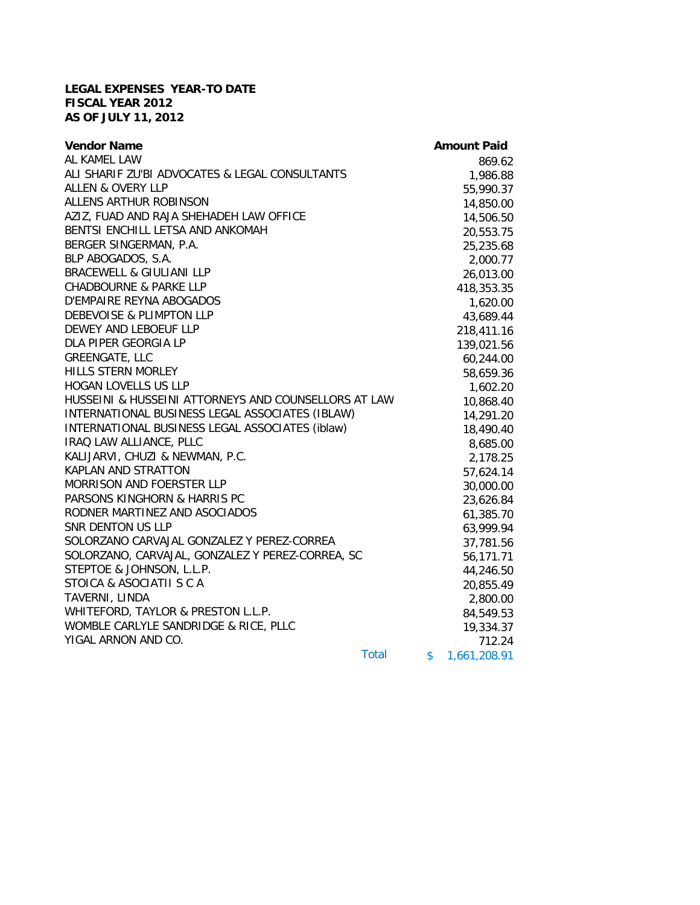**LEGAL EXPENSES YEAR-TO DATE**
**FISCAL YEAR 2012**
**AS OF JULY 11, 2012**

| Vendor Name | Amount Paid |
|---|---|
| AL KAMEL LAW | 869.62 |
| ALI SHARIF ZU'BI ADVOCATES & LEGAL CONSULTANTS | 1,986.88 |
| ALLEN & OVERY LLP | 55,990.37 |
| ALLENS ARTHUR ROBINSON | 14,850.00 |
| AZIZ, FUAD AND RAJA SHEHADEH LAW OFFICE | 14,506.50 |
| BENTSI ENCHILL LETSA AND ANKOMAH | 20,553.75 |
| BERGER SINGERMAN, P.A. | 25,235.68 |
| BLP ABOGADOS, S.A. | 2,000.77 |
| BRACEWELL & GIULIANI LLP | 26,013.00 |
| CHADBOURNE & PARKE LLP | 418,353.35 |
| D'EMPAIRE REYNA ABOGADOS | 1,620.00 |
| DEBEVOISE & PLIMPTON LLP | 43,689.44 |
| DEWEY AND LEBOEUF LLP | 218,411.16 |
| DLA PIPER GEORGIA LP | 139,021.56 |
| GREENGATE, LLC | 60,244.00 |
| HILLS STERN MORLEY | 58,659.36 |
| HOGAN LOVELLS US LLP | 1,602.20 |
| HUSSEINI & HUSSEINI ATTORNEYS AND COUNSELLORS AT LAW | 10,868.40 |
| INTERNATIONAL BUSINESS LEGAL ASSOCIATES (IBLAW) | 14,291.20 |
| INTERNATIONAL BUSINESS LEGAL ASSOCIATES (iblaw) | 18,490.40 |
| IRAQ LAW ALLIANCE, PLLC | 8,685.00 |
| KALIJARVI, CHUZI & NEWMAN, P.C. | 2,178.25 |
| KAPLAN AND STRATTON | 57,624.14 |
| MORRISON AND FOERSTER LLP | 30,000.00 |
| PARSONS KINGHORN & HARRIS PC | 23,626.84 |
| RODNER MARTINEZ AND ASOCIADOS | 61,385.70 |
| SNR DENTON US LLP | 63,999.94 |
| SOLORZANO CARVAJAL GONZALEZ Y PEREZ-CORREA | 37,781.56 |
| SOLORZANO, CARVAJAL, GONZALEZ Y PEREZ-CORREA, SC | 56,171.71 |
| STEPTOE & JOHNSON, L.L.P. | 44,246.50 |
| STOICA & ASOCIATII S C A | 20,855.49 |
| TAVERNI, LINDA | 2,800.00 |
| WHITEFORD, TAYLOR & PRESTON L.L.P. | 84,549.53 |
| WOMBLE CARLYLE SANDRIDGE & RICE, PLLC | 19,334.37 |
| YIGAL ARNON AND CO. | 712.24 |
| Total | $ 1,661,208.91 |